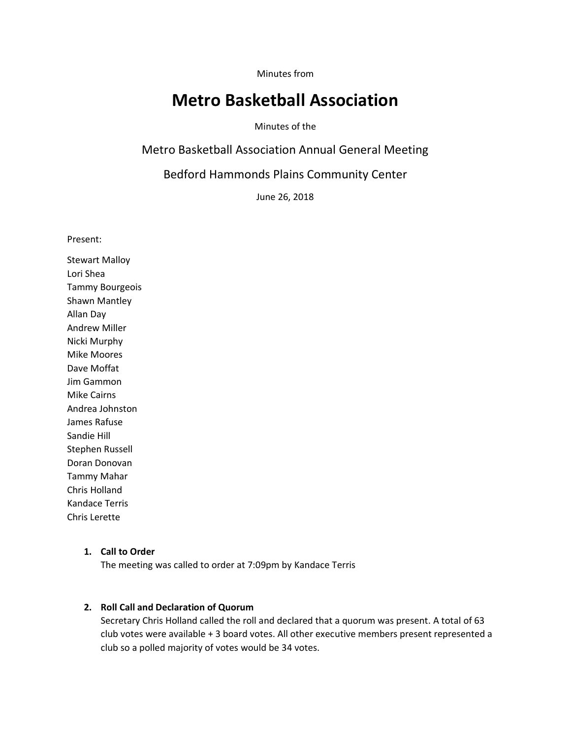Minutes from

# Metro Basketball Association

Minutes of the

## Metro Basketball Association Annual General Meeting

## Bedford Hammonds Plains Community Center

June 26, 2018

Present:

Stewart Malloy
Lori Shea
Tammy Bourgeois
Shawn Mantley
Allan Day
Andrew Miller
Nicki Murphy
Mike Moores
Dave Moffat
Jim Gammon
Mike Cairns
Andrea Johnston
James Rafuse
Sandie Hill
Stephen Russell
Doran Donovan
Tammy Mahar
Chris Holland
Kandace Terris
Chris Lerette

1. **Call to Order**
   The meeting was called to order at 7:09pm by Kandace Terris

2. **Roll Call and Declaration of Quorum**
   Secretary Chris Holland called the roll and declared that a quorum was present. A total of 63 club votes were available + 3 board votes. All other executive members present represented a club so a polled majority of votes would be 34 votes.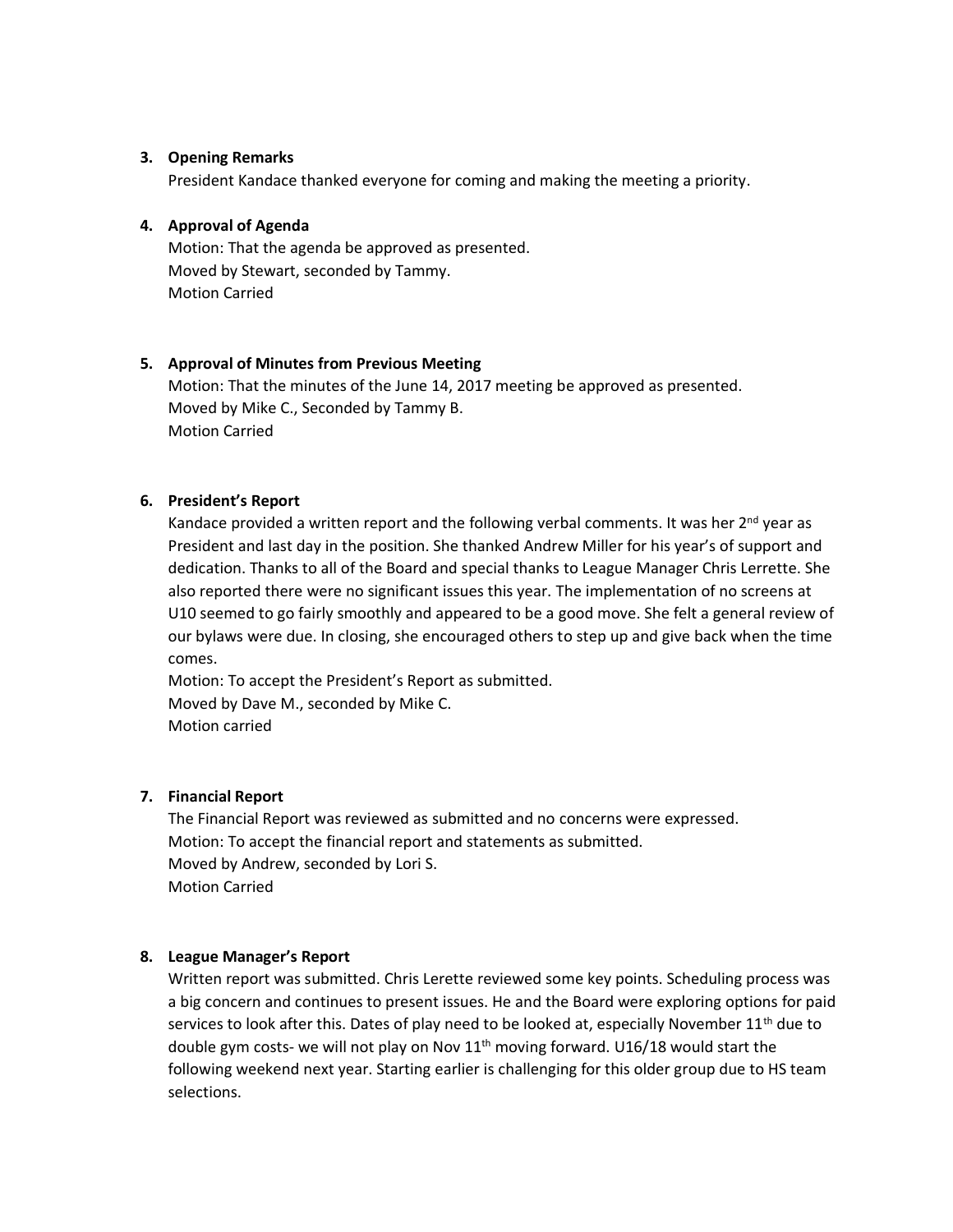## 3. Opening Remarks

President Kandace thanked everyone for coming and making the meeting a priority.

## 4. Approval of Agenda

Motion: That the agenda be approved as presented.
Moved by Stewart, seconded by Tammy.
Motion Carried

## 5. Approval of Minutes from Previous Meeting

Motion: That the minutes of the June 14, 2017 meeting be approved as presented.
Moved by Mike C., Seconded by Tammy B.
Motion Carried

## 6. President's Report

Kandace provided a written report and the following verbal comments. It was her 2nd year as President and last day in the position. She thanked Andrew Miller for his year's of support and dedication. Thanks to all of the Board and special thanks to League Manager Chris Lerrette. She also reported there were no significant issues this year. The implementation of no screens at U10 seemed to go fairly smoothly and appeared to be a good move. She felt a general review of our bylaws were due. In closing, she encouraged others to step up and give back when the time comes.

Motion: To accept the President's Report as submitted.
Moved by Dave M., seconded by Mike C.
Motion carried

## 7. Financial Report

The Financial Report was reviewed as submitted and no concerns were expressed.
Motion: To accept the financial report and statements as submitted.
Moved by Andrew, seconded by Lori S.
Motion Carried

## 8. League Manager's Report

Written report was submitted. Chris Lerette reviewed some key points. Scheduling process was a big concern and continues to present issues. He and the Board were exploring options for paid services to look after this. Dates of play need to be looked at, especially November 11th due to double gym costs- we will not play on Nov 11th moving forward. U16/18 would start the following weekend next year. Starting earlier is challenging for this older group due to HS team selections.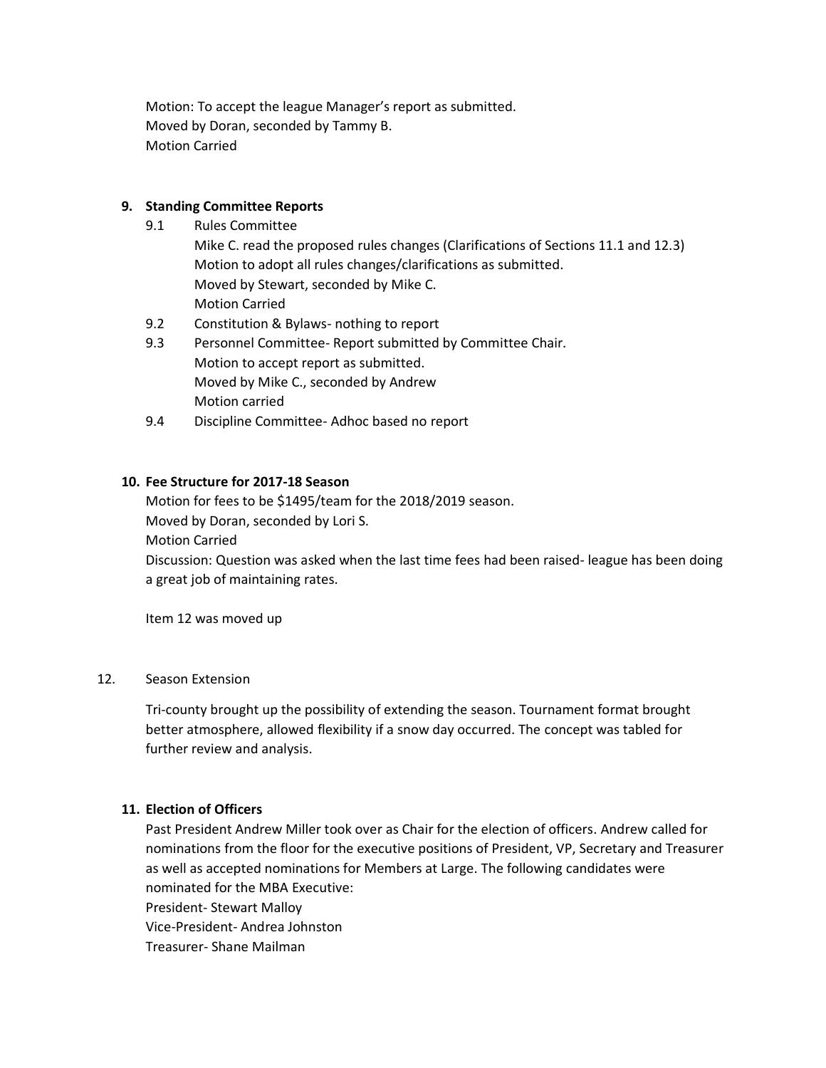Motion: To accept the league Manager's report as submitted.
Moved by Doran, seconded by Tammy B.
Motion Carried

**9. Standing Committee Reports**

9.1 Rules Committee
Mike C. read the proposed rules changes (Clarifications of Sections 11.1 and 12.3)
Motion to adopt all rules changes/clarifications as submitted.
Moved by Stewart, seconded by Mike C.
Motion Carried

9.2 Constitution & Bylaws- nothing to report

9.3 Personnel Committee- Report submitted by Committee Chair.
Motion to accept report as submitted.
Moved by Mike C., seconded by Andrew
Motion carried

9.4 Discipline Committee- Adhoc based no report

**10. Fee Structure for 2017-18 Season**

Motion for fees to be $1495/team for the 2018/2019 season.
Moved by Doran, seconded by Lori S.
Motion Carried
Discussion: Question was asked when the last time fees had been raised- league has been doing a great job of maintaining rates.

Item 12 was moved up

12. Season Extension

Tri-county brought up the possibility of extending the season. Tournament format brought better atmosphere, allowed flexibility if a snow day occurred. The concept was tabled for further review and analysis.

**11. Election of Officers**

Past President Andrew Miller took over as Chair for the election of officers. Andrew called for nominations from the floor for the executive positions of President, VP, Secretary and Treasurer as well as accepted nominations for Members at Large. The following candidates were nominated for the MBA Executive:
President- Stewart Malloy
Vice-President- Andrea Johnston
Treasurer- Shane Mailman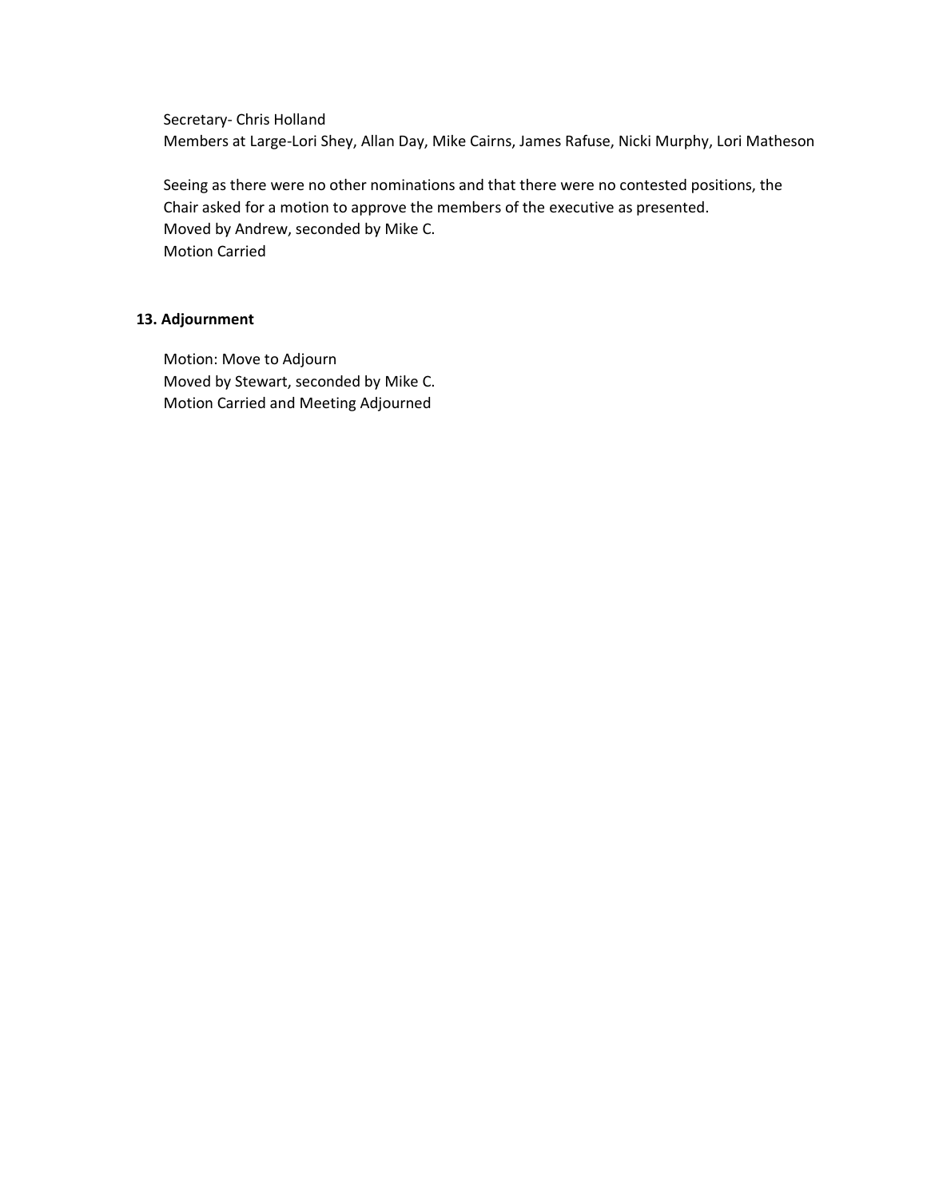Secretary- Chris Holland
Members at Large-Lori Shey, Allan Day, Mike Cairns, James Rafuse, Nicki Murphy, Lori Matheson

Seeing as there were no other nominations and that there were no contested positions, the Chair asked for a motion to approve the members of the executive as presented.
Moved by Andrew, seconded by Mike C.
Motion Carried

**13. Adjournment**

Motion: Move to Adjourn
Moved by Stewart, seconded by Mike C.
Motion Carried and Meeting Adjourned